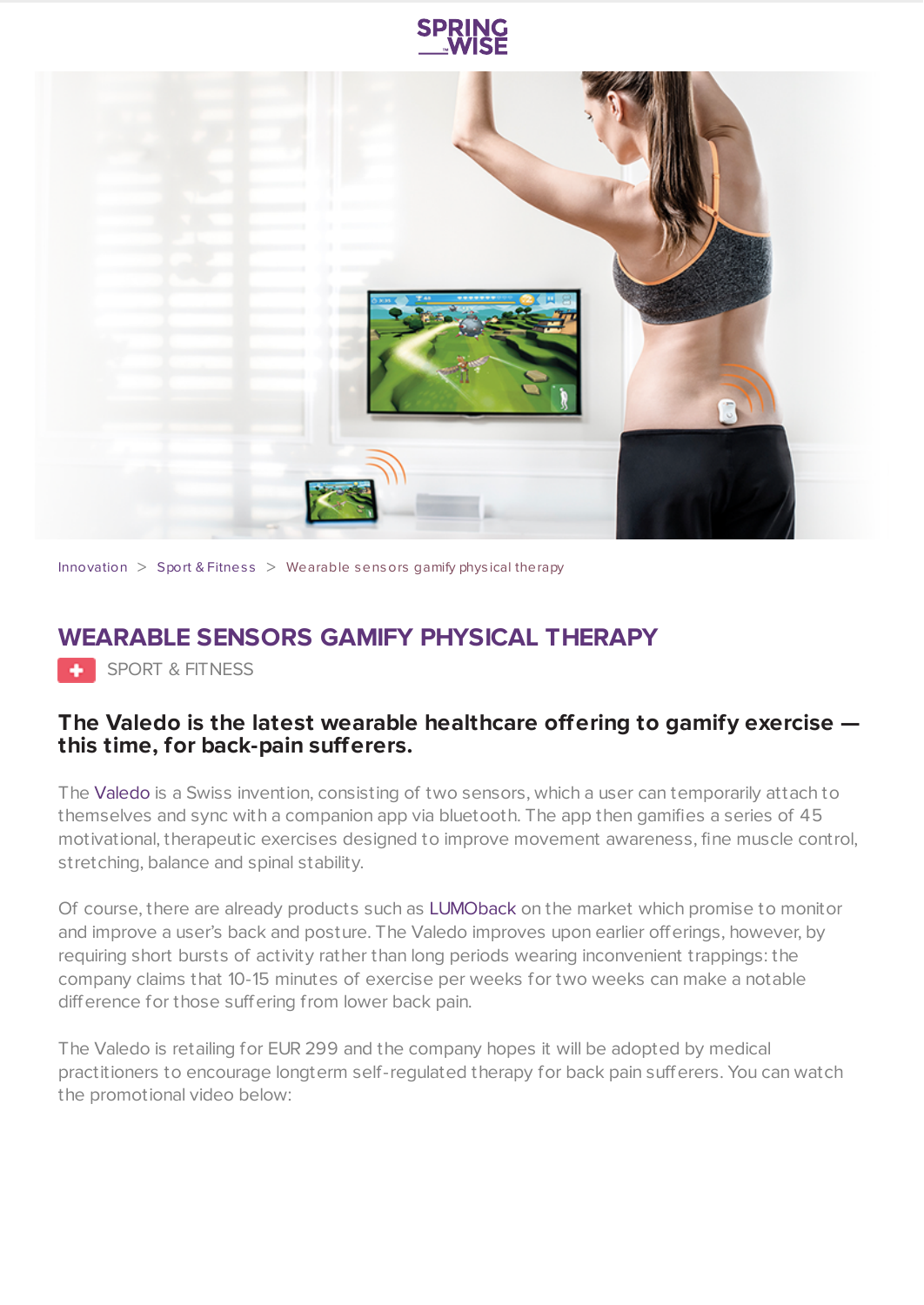Innovation > Sport & Fitness > Wearable sensors gamify physical therapy

# WEARABLE SENSORS GAMIFY PHYSICAL THERAPY

SPORT & FITNESS

### The Valedo is the latest wearable healthcare offering to gamify exercise — this time, for back-pain sufferers.

The Valedo is a Swiss invention, consisting of two sensors, which a user can temporarily attach to themselves and sync with a companion app via bluetooth. The app then gamifies a series of 45 motivational, therapeutic exercises designed to improve movement awareness, fine muscle control, stretching, balance and spinal stability.

Of course, there are already products such as LUMOback on the market which promise to monitor and improve a user's back and posture. The Valedo improves upon earlier offerings, however, by requiring short bursts of activity rather than long periods wearing inconvenient trappings: the company claims that 10-15 minutes of exercise per weeks for two weeks can make a notable difference for those suffering from lower back pain.

The Valedo is retailing for EUR 299 and the company hopes it will be adopted by medical practitioners to encourage longterm self-regulated therapy for back pain sufferers. You can watch the promotional video below: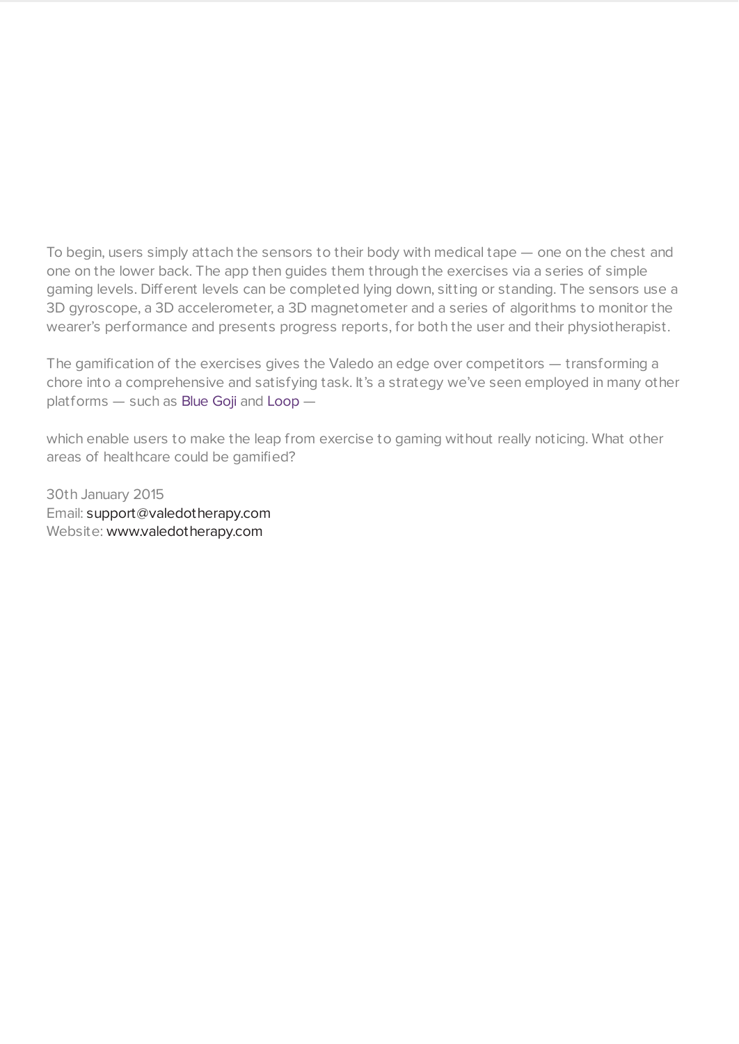To begin, users simply attach the sensors to their body with medical tape — one on the chest and one on the lower back. The app then guides them through the exercises via a series of simple gaming levels. Different levels can be completed lying down, sitting or standing. The sensors use a 3D gyroscope, a 3D accelerometer, a 3D magnetometer and a series of algorithms to monitor the wearer's performance and presents progress reports, for both the user and their physiotherapist.

The gamification of the exercises gives the Valedo an edge over competitors — transforming a chore into a comprehensive and satisfying task. It's a strategy we've seen employed in many other platforms — such as Blue Goji and Loop —

which enable users to make the leap from exercise to gaming without really noticing. What other areas of healthcare could be gamified?

30th January 2015
Email: support@valedotherapy.com
Website: www.valedotherapy.com